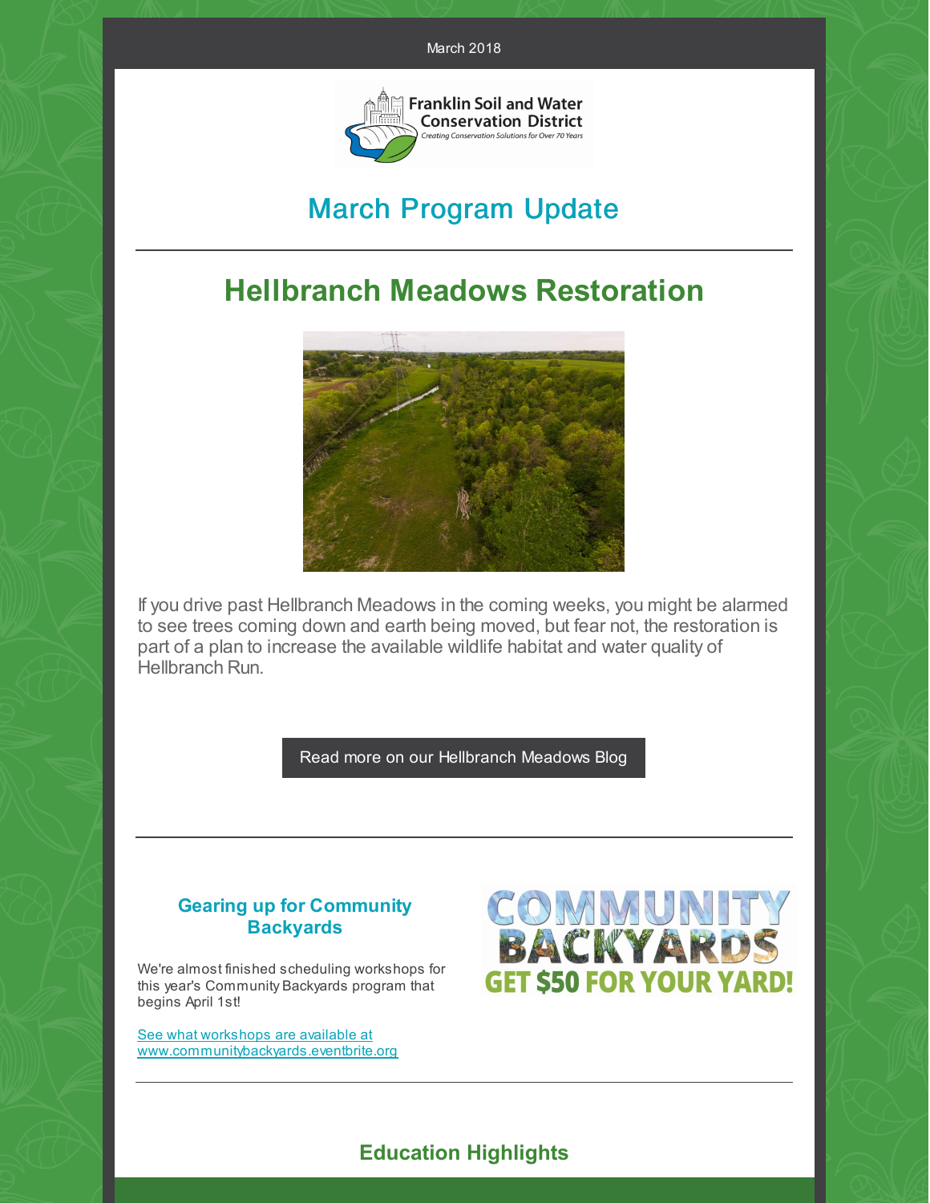March 2018

Franklin Soil and Water Conservation District

*Creating Conservation Solutions for Over 70 Years*

# March Program Update

## Hellbranch Meadows Restoration

If you drive past Hellbranch Meadows in the coming weeks, you might be alarmed to see trees coming down and earth being moved, but fear not, the restoration is part of a plan to increase the available wildlife habitat and water quality of Hellbranch Run.

Read more on our Hellbranch Meadows Blog

### Gearing up for Community Backyards

We're almost finished scheduling workshops for this year's Community Backyards program that begins April 1st!

See what workshops are available at www.communitybackyards.eventbrite.org

COMMUNITY BACKYARDS

GET $50 FOR YOUR YARD!

## Education Highlights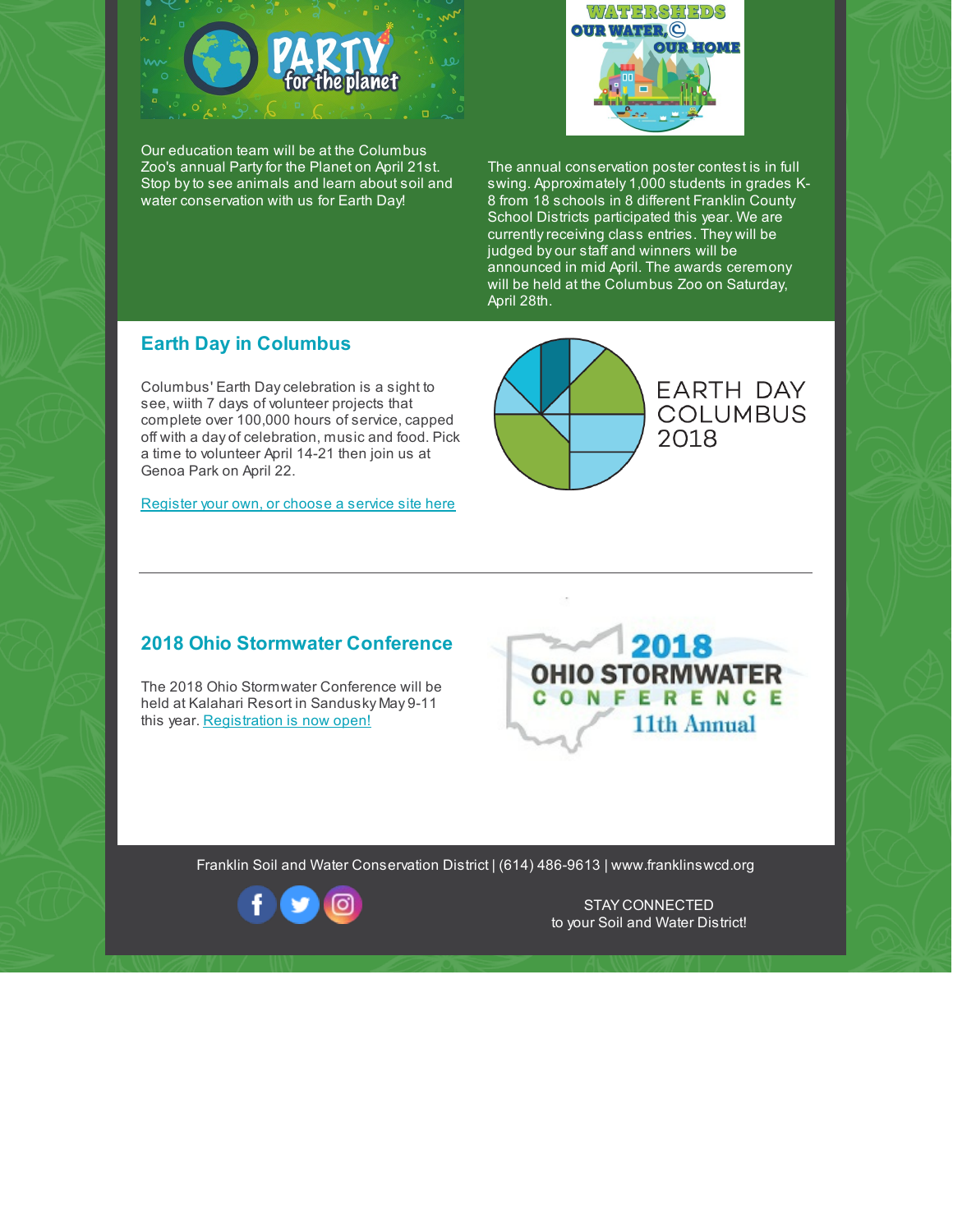Our education team will be at the Columbus Zoo's annual Party for the Planet on April 21st. Stop by to see animals and learn about soil and water conservation with us for Earth Day!

The annual conservation poster contest is in full swing. Approximately 1,000 students in grades K-8 from 18 schools in 8 different Franklin County School Districts participated this year. We are currently receiving class entries. They will be judged by our staff and winners will be announced in mid April. The awards ceremony will be held at the Columbus Zoo on Saturday, April 28th.

## Earth Day in Columbus

Columbus' Earth Day celebration is a sight to see, wiith 7 days of volunteer projects that complete over 100,000 hours of service, capped off with a day of celebration, music and food. Pick a time to volunteer April 14-21 then join us at Genoa Park on April 22.

Register your own, or choose a service site here

---

## 2018 Ohio Stormwater Conference

The 2018 Ohio Stormwater Conference will be held at Kalahari Resort in Sandusky May 9-11 this year. Registration is now open!

Franklin Soil and Water Conservation District | (614) 486-9613 | www.franklinswcd.org

STAY CONNECTED
to your Soil and Water District!